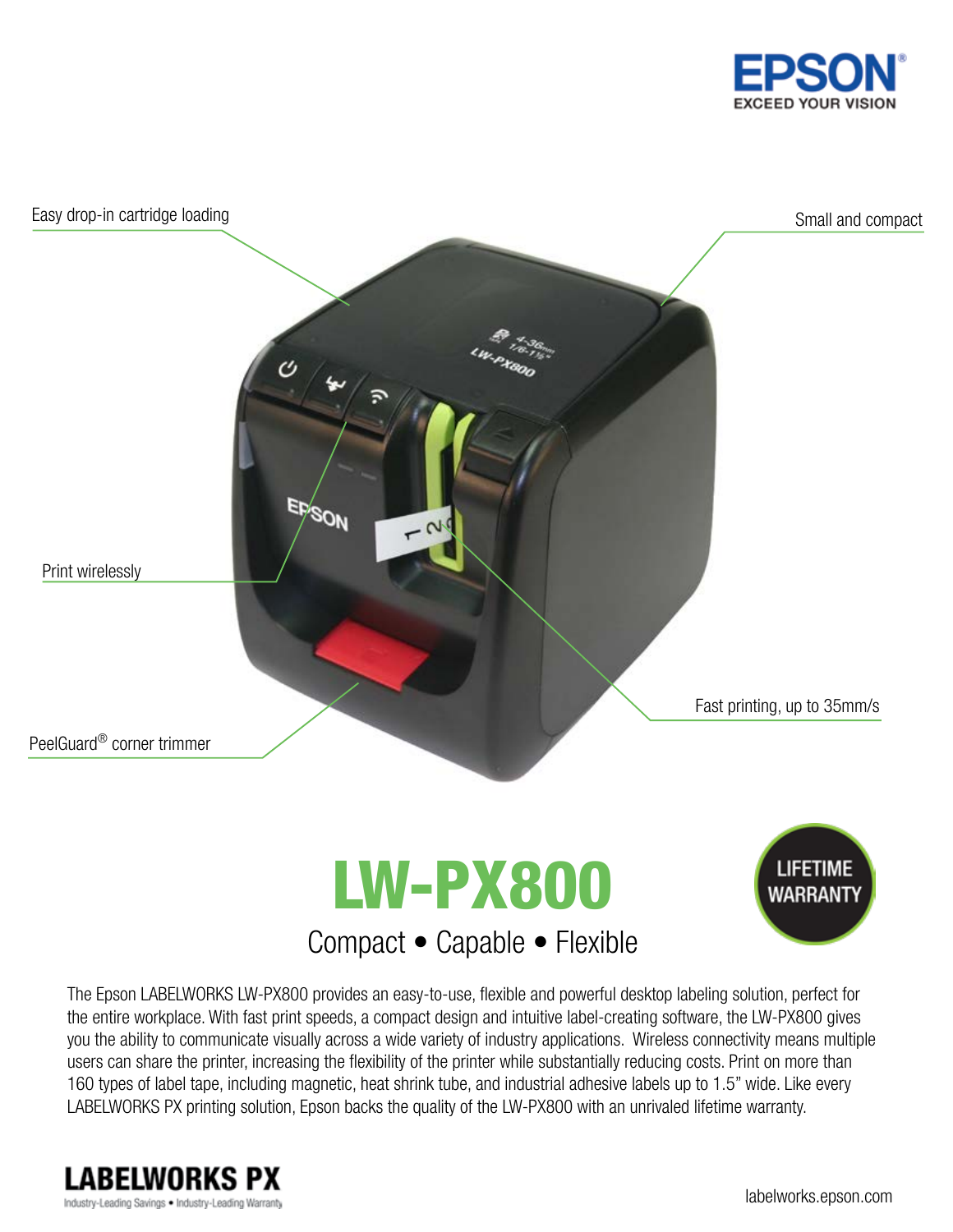EPSON
EXCEED YOUR VISION

Easy drop-in cartridge loading

Small and compact

Print wirelessly

Fast printing, up to 35mm/s

PeelGuard® corner trimmer

# LW-PX800

LIFETIME WARRANTY

## Compact • Capable • Flexible

The Epson LABELWORKS LW-PX800 provides an easy-to-use, flexible and powerful desktop labeling solution, perfect for the entire workplace. With fast print speeds, a compact design and intuitive label-creating software, the LW-PX800 gives you the ability to communicate visually across a wide variety of industry applications. Wireless connectivity means multiple users can share the printer, increasing the flexibility of the printer while substantially reducing costs. Print on more than 160 types of label tape, including magnetic, heat shrink tube, and industrial adhesive labels up to 1.5" wide. Like every LABELWORKS PX printing solution, Epson backs the quality of the LW-PX800 with an unrivaled lifetime warranty.

**LABELWORKS PX**
Industry-Leading Savings • Industry-Leading Warranty

labelworks.epson.com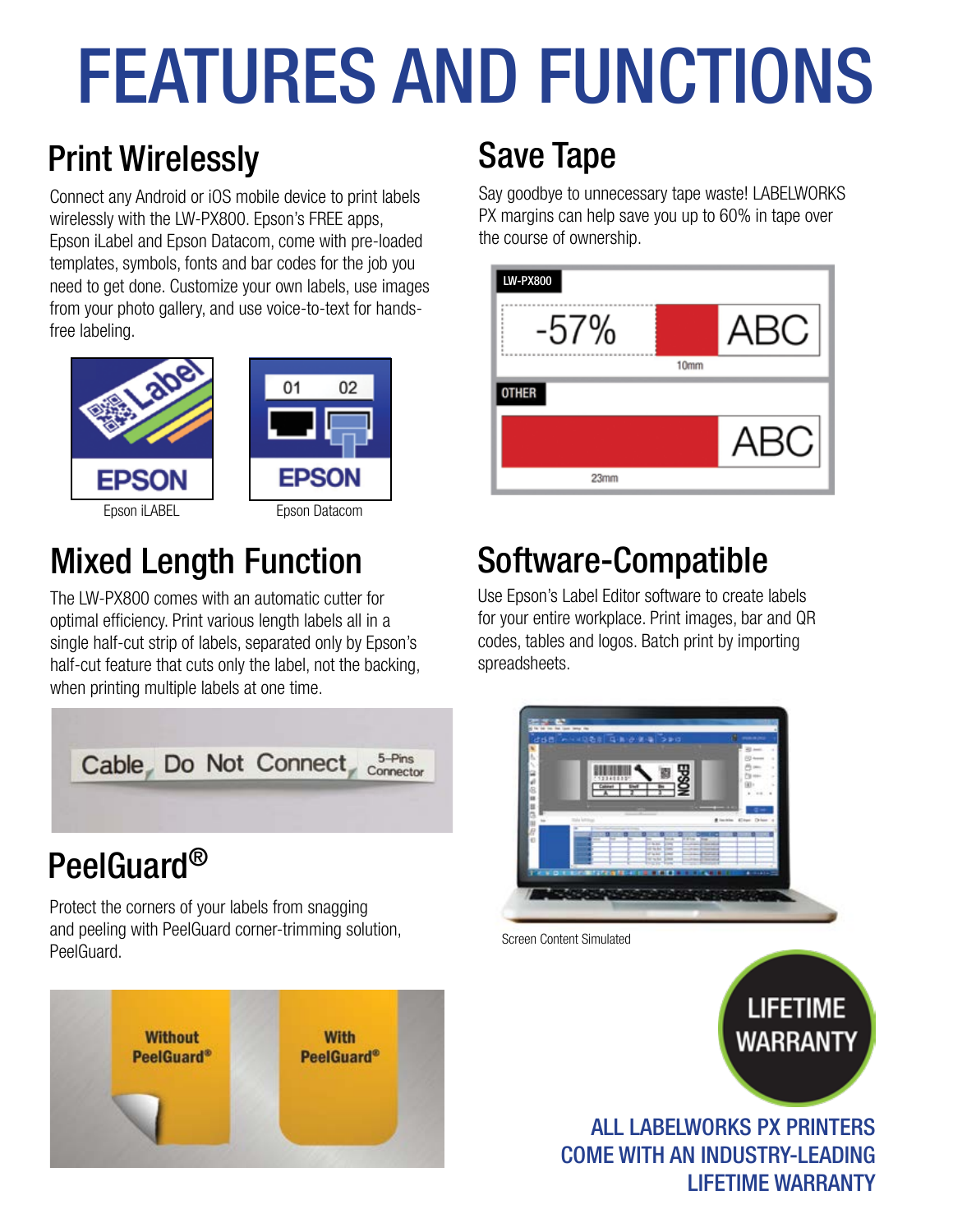# FEATURES AND FUNCTIONS

## Print Wirelessly

Connect any Android or iOS mobile device to print labels wirelessly with the LW-PX800. Epson's FREE apps, Epson iLabel and Epson Datacom, come with pre-loaded templates, symbols, fonts and bar codes for the job you need to get done. Customize your own labels, use images from your photo gallery, and use voice-to-text for hands-free labeling.

Epson iLABEL

Epson Datacom

## Save Tape

Say goodbye to unnecessary tape waste! LABELWORKS PX margins can help save you up to 60% in tape over the course of ownership.

LW-PX800 -57% ABC 10mm

OTHER ABC 23mm

## Mixed Length Function

The LW-PX800 comes with an automatic cutter for optimal efficiency. Print various length labels all in a single half-cut strip of labels, separated only by Epson's half-cut feature that cuts only the label, not the backing, when printing multiple labels at one time.

## Software-Compatible

Use Epson's Label Editor software to create labels for your entire workplace. Print images, bar and QR codes, tables and logos. Batch print by importing spreadsheets.

Screen Content Simulated

## PeelGuard®

Protect the corners of your labels from snagging and peeling with PeelGuard corner-trimming solution, PeelGuard.

Without PeelGuard® | With PeelGuard®

LIFETIME WARRANTY

ALL LABELWORKS PX PRINTERS COME WITH AN INDUSTRY-LEADING LIFETIME WARRANTY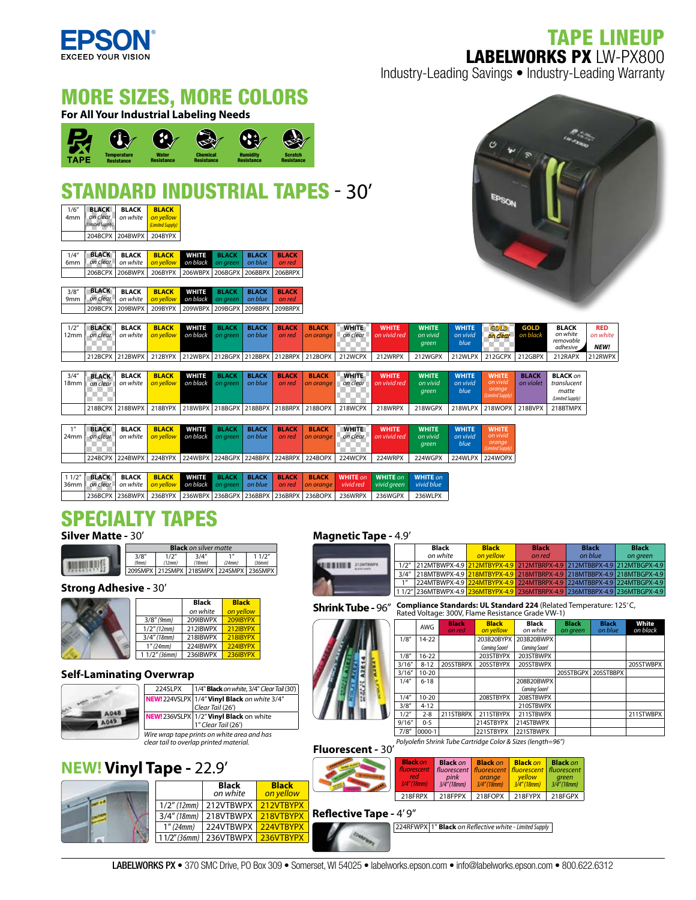# TAPE LINEUP

## LABELWORKS PX LW-PX800

Industry-Leading Savings • Industry-Leading Warranty

## MORE SIZES, MORE COLORS

**For All Your Industrial Labeling Needs**

PX TAPE: Temperature Resistance, Water Resistance, Chemical Resistance, Humidity Resistance, Scratch Resistance

## STANDARD INDUSTRIAL TAPES - 30'

| 1/6" 4mm | BLACK on clear (Limited Supply) | BLACK on white | BLACK on yellow (Limited Supply) |
|---|---|---|---|
| | 204BCPX | 204BWPX | 204BYPX |

| 1/4" 6mm | BLACK on clear | BLACK on white | BLACK on yellow | WHITE on black | BLACK on green | BLACK on blue | BLACK on red |
|---|---|---|---|---|---|---|---|
| | 206BCPX | 206BWPX | 206BYPX | 206WBPX | 206BGPX | 206BBPX | 206BRPX |

| 3/8" 9mm | BLACK on clear | BLACK on white | BLACK on yellow | WHITE on black | BLACK on green | BLACK on blue | BLACK on red |
|---|---|---|---|---|---|---|---|
| | 209BCPX | 209BWPX | 209BYPX | 209WBPX | 209BGPX | 209BBPX | 209BRPX |

| 1/2" 12mm | BLACK on clear | BLACK on white | BLACK on yellow | WHITE on black | BLACK on green | BLACK on blue | BLACK on red | BLACK on orange | WHITE on clear | WHITE on vivid red | WHITE on vivid green | WHITE on vivid blue | GOLD on clear | GOLD on black | BLACK on white removable adhesive | RED on white NEW! |
|---|---|---|---|---|---|---|---|---|---|---|---|---|---|---|---|
| | 212BCPX | 212BWPX | 212BYPX | 212WBPX | 212BGPX | 212BBPX | 212BRPX | 212BOPX | 212WCPX | 212WRPX | 212WGPX | 212WLPX | 212GCPX | 212GBPX | 212RAPX | 212RWPX |

| 3/4" 18mm | BLACK on clear | BLACK on white | BLACK on yellow | WHITE on black | BLACK on green | BLACK on blue | BLACK on red | BLACK on orange | WHITE on clear | WHITE on vivid red | WHITE on vivid green | WHITE on vivid blue | WHITE on vivid orange (Limited Supply) | BLACK on violet | BLACK on translucent matte (Limited Supply) |
|---|---|---|---|---|---|---|---|---|---|---|---|---|---|---|---|
| | 218BCPX | 218BWPX | 218BYPX | 218WBPX | 218BGPX | 218BBPX | 218BRPX | 218BOPX | 218WCPX | 218WRPX | 218WGPX | 218WLPX | 218WOPX | 218BVPX | 218BTMPX |

| 1" 24mm | BLACK on clear | BLACK on white | BLACK on yellow | WHITE on black | BLACK on green | BLACK on blue | BLACK on red | BLACK on orange | WHITE on clear | WHITE on vivid red | WHITE on vivid green | WHITE on vivid blue | WHITE on vivid orange (Limited Supply) |
|---|---|---|---|---|---|---|---|---|---|---|---|---|---|
| | 224BCPX | 224BWPX | 224BYPX | 224WBPX | 224BGPX | 224BBPX | 224BRPX | 224BOPX | 224WCPX | 224WRPX | 224WGPX | 224WLPX | 224WOPX |

| 1 1/2" 36mm | BLACK on clear | BLACK on white | BLACK on yellow | WHITE on black | BLACK on green | BLACK on blue | BLACK on red | BLACK on orange | WHITE on vivid red | WHITE on vivid green | WHITE on vivid blue |
|---|---|---|---|---|---|---|---|---|---|---|---|
| | 236BCPX | 236BWPX | 236BYPX | 236WBPX | 236BGPX | 236BBPX | 236BRPX | 236BOPX | 236WRPX | 236WGPX | 236WLPX |

## SPECIALTY TAPES

### Silver Matte - 30'

| Black on silver matte | | | | |
|---|---|---|---|---|
| 3/8" (9mm) | 1/2" (12mm) | 3/4" (18mm) | 1" (24mm) | 1 1/2" (36mm) |
| 209SMPX | 212SMPX | 218SMPX | 224SMPX | 236SMPX |

### Strong Adhesive - 30'

| | Black on white | Black on yellow |
|---|---|---|
| 3/8" (9mm) | 209IBWPX | 209IBYPX |
| 1/2" (12mm) | 212IBWPX | 212IBYPX |
| 3/4" (18mm) | 218IBWPX | 218IBYPX |
| 1" (24mm) | 224IBWPX | 224IBYPX |
| 1 1/2" (36mm) | 236IBWPX | 236IBYPX |

### Self-Laminating Overwrap

| | |
|---|---|
| 224SLPX | 1/4" **Black** on white, 3/4" Clear Tail (30') |
| **NEW!** 224VSLPX | 1/4" **Vinyl Black** on white 3/4" Clear Tail (26') |
| **NEW!** 236VSLPX | 1/2" **Vinyl Black** on white 1" Clear Tail (26') |

*Wire wrap tape prints on white area and has clear tail to overlap printed material.*

### NEW! Vinyl Tape - 22.9'

| | Black on white | Black on yellow |
|---|---|---|
| 1/2" (12mm) | 212VTBWPX | 212VTBYPX |
| 3/4" (18mm) | 218VTBWPX | 218VTBYPX |
| 1" (24mm) | 224VTBWPX | 224VTBYPX |
| 1 1/2" (36mm) | 236VTBWPX | 236VTBYPX |

### Magnetic Tape - 4.9'

| | Black on white | Black on yellow | Black on red | Black on blue | Black on green |
|---|---|---|---|---|---|
| 1/2" | 212MTBWPX-4.9 | 212MTBYPX-4.9 | 212MTBRPX-4.9 | 212MTBBPX-4.9 | 212MTBGPX-4.9 |
| 3/4" | 218MTBWPX-4.9 | 218MTBYPX-4.9 | 218MTBRPX-4.9 | 218MTBBPX-4.9 | 218MTBGPX-4.9 |
| 1" | 224MTBWPX-4.9 | 224MTBYPX-4.9 | 224MTBRPX-4.9 | 224MTBBPX-4.9 | 224MTBGPX-4.9 |
| 1 1/2" | 236MTBWPX-4.9 | 236MTBYPX-4.9 | 236MTBRPX-4.9 | 236MTBBPX-4.9 | 236MTBGPX-4.9 |

### Shrink Tube - 96"

**Compliance Standards: UL Standard 224** (Related Temperature: 125˚C, Rated Voltage: 300V, Flame Resistance Grade VW-1)

| | AWG | Black on red | Black on yellow | Black on white | Black on green | Black on blue | White on black |
|---|---|---|---|---|---|---|---|
| 1/8" | 14-22 | | 203B20BYPX *Coming Soon!* | 203B20BWPX *Coming Soon!* | | | |
| 1/8" | 16-22 | | 203STBYPX | 203STBWPX | | | |
| 3/16" | 8-12 | 205STBRPX | 205STBYPX | 205STBWPX | | | 205STWBPX |
| 3/16" | 10-20 | | | | 205STBGPX | 205STBBPX | |
| 1/4" | 6-18 | | | 208B20BWPX *Coming Soon!* | | | |
| 1/4" | 10-20 | | 208STBYPX | 208STBWPX | | | |
| 3/8" | 4-12 | | | 210STBWPX | | | |
| 1/2" | 2-8 | 211STBRPX | 211STBYPX | 211STBWPX | | | 211STWBPX |
| 9/16" | 0-5 | | 214STBYPX | 214STBWPX | | | |
| 7/8" | 0000-1 | | 221STBYPX | 221STBWPX | | | |

*Polyolefin Shrink Tube Cartridge Color & Sizes (length=96")*

### Fluorescent - 30'

| Black on fluorescent red 3/4" (18mm) | Black on fluorescent pink 3/4" (18mm) | Black on fluorescent orange 3/4" (18mm) | Black on fluorescent yellow 3/4" (18mm) | Black on fluorescent green 3/4" (18mm) |
|---|---|---|---|---|
| 218FRPX | 218FPPX | 218FOPX | 218FYPX | 218FGPX |

### Reflective Tape - 4' 9"

| | |
|---|---|
| 224RFWPX | 1" **Black** on Reflective white - *Limited Supply* |

**LABELWORKS PX** • 370 SMC Drive, PO Box 309 • Somerset, WI 54025 • labelworks.epson.com • info@labelworks.epson.com • 800.622.6312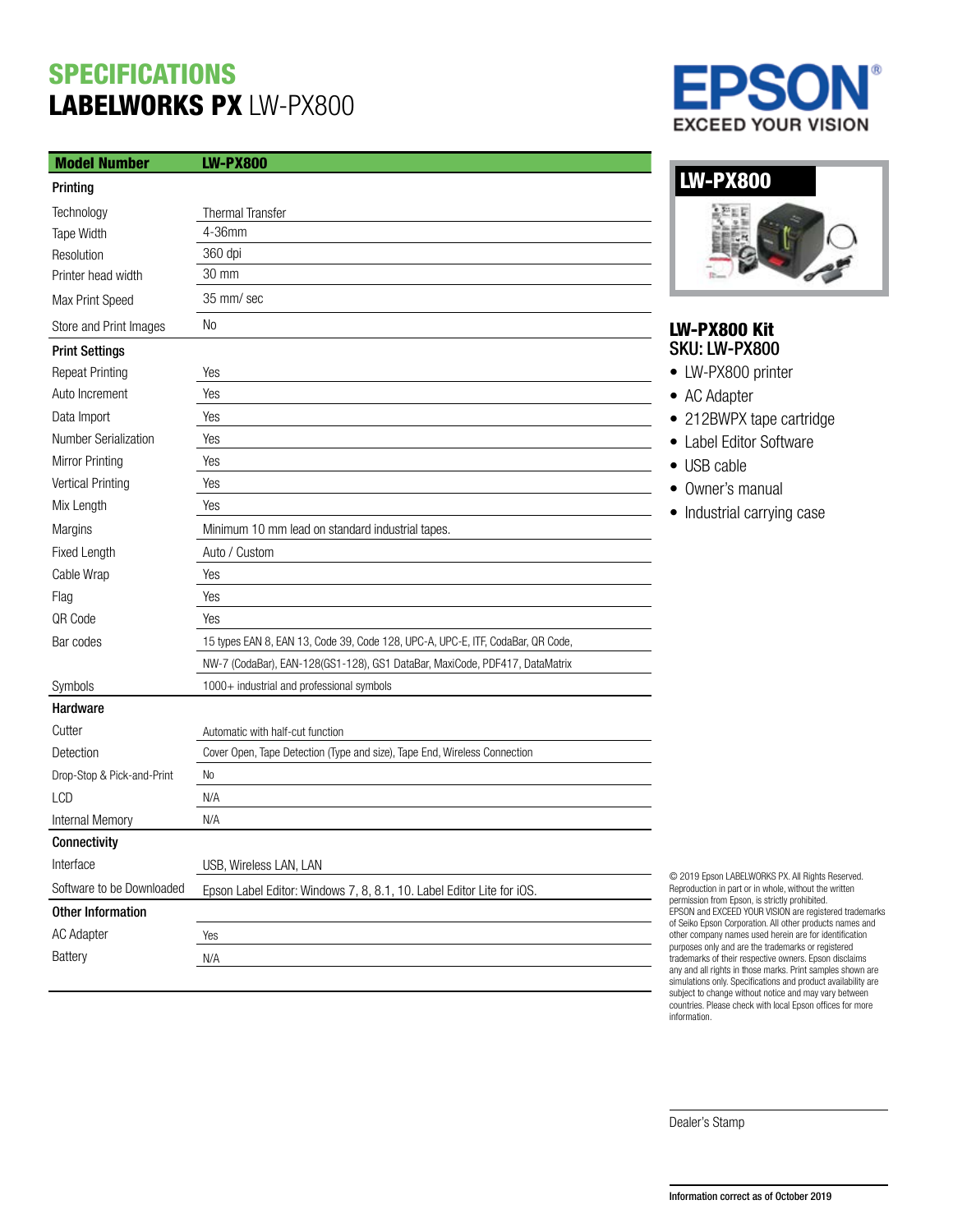# SPECIFICATIONS
## LABELWORKS PX LW-PX800

EPSON
EXCEED YOUR VISION

| Model Number | LW-PX800 |
|---|---|
| **Printing** | |
| Technology | Thermal Transfer |
| Tape Width | 4-36mm |
| Resolution | 360 dpi |
| Printer head width | 30 mm |
| Max Print Speed | 35 mm/ sec |
| Store and Print Images | No |
| **Print Settings** | |
| Repeat Printing | Yes |
| Auto Increment | Yes |
| Data Import | Yes |
| Number Serialization | Yes |
| Mirror Printing | Yes |
| Vertical Printing | Yes |
| Mix Length | Yes |
| Margins | Minimum 10 mm lead on standard industrial tapes. |
| Fixed Length | Auto / Custom |
| Cable Wrap | Yes |
| Flag | Yes |
| QR Code | Yes |
| Bar codes | 15 types EAN 8, EAN 13, Code 39, Code 128, UPC-A, UPC-E, ITF, CodaBar, QR Code, |
| | NW-7 (CodaBar), EAN-128(GS1-128), GS1 DataBar, MaxiCode, PDF417, DataMatrix |
| Symbols | 1000+ industrial and professional symbols |
| **Hardware** | |
| Cutter | Automatic with half-cut function |
| Detection | Cover Open, Tape Detection (Type and size), Tape End, Wireless Connection |
| Drop-Stop & Pick-and-Print | No |
| LCD | N/A |
| Internal Memory | N/A |
| **Connectivity** | |
| Interface | USB, Wireless LAN, LAN |
| Software to be Downloaded | Epson Label Editor: Windows 7, 8, 8.1, 10. Label Editor Lite for iOS. |
| **Other Information** | |
| AC Adapter | Yes |
| Battery | N/A |

**LW-PX800**

### LW-PX800 Kit
**SKU: LW-PX800**

- LW-PX800 printer
- AC Adapter
- 212BWPX tape cartridge
- Label Editor Software
- USB cable
- Owner's manual
- Industrial carrying case

© 2019 Epson LABELWORKS PX. All Rights Reserved. Reproduction in part or in whole, without the written permission from Epson, is strictly prohibited. EPSON and EXCEED YOUR VISION are registered trademarks of Seiko Epson Corporation. All other products names and other company names used herein are for identification purposes only and are the trademarks or registered trademarks of their respective owners. Epson disclaims any and all rights in those marks. Print samples shown are simulations only. Specifications and product availability are subject to change without notice and may vary between countries. Please check with local Epson offices for more information.

Dealer's Stamp

Information correct as of October 2019